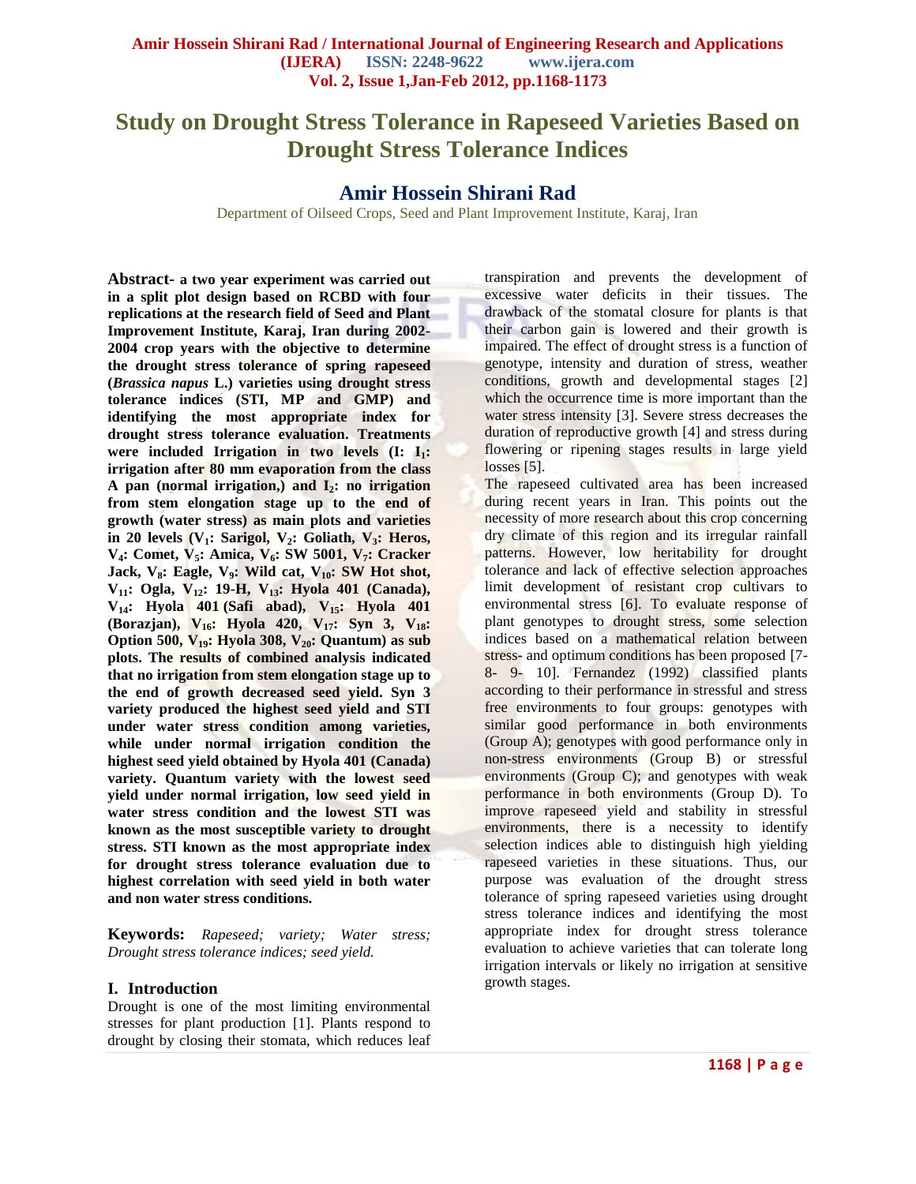# Study on Drought Stress Tolerance in Rapeseed Varieties Based on Drought Stress Tolerance Indices

## Amir Hossein Shirani Rad

Department of Oilseed Crops, Seed and Plant Improvement Institute, Karaj, Iran

**Abstract- a two year experiment was carried out in a split plot design based on RCBD with four replications at the research field of Seed and Plant Improvement Institute, Karaj, Iran during 2002-2004 crop years with the objective to determine the drought stress tolerance of spring rapeseed (*Brassica napus* L.) varieties using drought stress tolerance indices (STI, MP and GMP) and identifying the most appropriate index for drought stress tolerance evaluation. Treatments were included Irrigation in two levels (I: $I_1$: irrigation after 80 mm evaporation from the class A pan (normal irrigation,) and $I_2$: no irrigation from stem elongation stage up to the end of growth (water stress) as main plots and varieties in 20 levels ($V_1$: Sarigol, $V_2$: Goliath, $V_3$: Heros, $V_4$: Comet, $V_5$: Amica, $V_6$: SW 5001, $V_7$: Cracker Jack, $V_8$: Eagle, $V_9$: Wild cat, $V_{10}$: SW Hot shot, $V_{11}$: Ogla, $V_{12}$: 19-H, $V_{13}$: Hyola 401 (Canada), $V_{14}$: Hyola 401 (Safi abad), $V_{15}$: Hyola 401 (Borazjan), $V_{16}$: Hyola 420, $V_{17}$: Syn 3, $V_{18}$: Option 500, $V_{19}$: Hyola 308, $V_{20}$: Quantum) as sub plots. The results of combined analysis indicated that no irrigation from stem elongation stage up to the end of growth decreased seed yield. Syn 3 variety produced the highest seed yield and STI under water stress condition among varieties, while under normal irrigation condition the highest seed yield obtained by Hyola 401 (Canada) variety. Quantum variety with the lowest seed yield under normal irrigation, low seed yield in water stress condition and the lowest STI was known as the most susceptible variety to drought stress. STI known as the most appropriate index for drought stress tolerance evaluation due to highest correlation with seed yield in both water and non water stress conditions.**

**Keywords:** *Rapeseed; variety; Water stress; Drought stress tolerance indices; seed yield.*

## I. Introduction

Drought is one of the most limiting environmental stresses for plant production [1]. Plants respond to drought by closing their stomata, which reduces leaf transpiration and prevents the development of excessive water deficits in their tissues. The drawback of the stomatal closure for plants is that their carbon gain is lowered and their growth is impaired. The effect of drought stress is a function of genotype, intensity and duration of stress, weather conditions, growth and developmental stages [2] which the occurrence time is more important than the water stress intensity [3]. Severe stress decreases the duration of reproductive growth [4] and stress during flowering or ripening stages results in large yield losses [5].

The rapeseed cultivated area has been increased during recent years in Iran. This points out the necessity of more research about this crop concerning dry climate of this region and its irregular rainfall patterns. However, low heritability for drought tolerance and lack of effective selection approaches limit development of resistant crop cultivars to environmental stress [6]. To evaluate response of plant genotypes to drought stress, some selection indices based on a mathematical relation between stress- and optimum conditions has been proposed [7-8- 9- 10]. Fernandez (1992) classified plants according to their performance in stressful and stress free environments to four groups: genotypes with similar good performance in both environments (Group A); genotypes with good performance only in non-stress environments (Group B) or stressful environments (Group C); and genotypes with weak performance in both environments (Group D). To improve rapeseed yield and stability in stressful environments, there is a necessity to identify selection indices able to distinguish high yielding rapeseed varieties in these situations. Thus, our purpose was evaluation of the drought stress tolerance of spring rapeseed varieties using drought stress tolerance indices and identifying the most appropriate index for drought stress tolerance evaluation to achieve varieties that can tolerate long irrigation intervals or likely no irrigation at sensitive growth stages.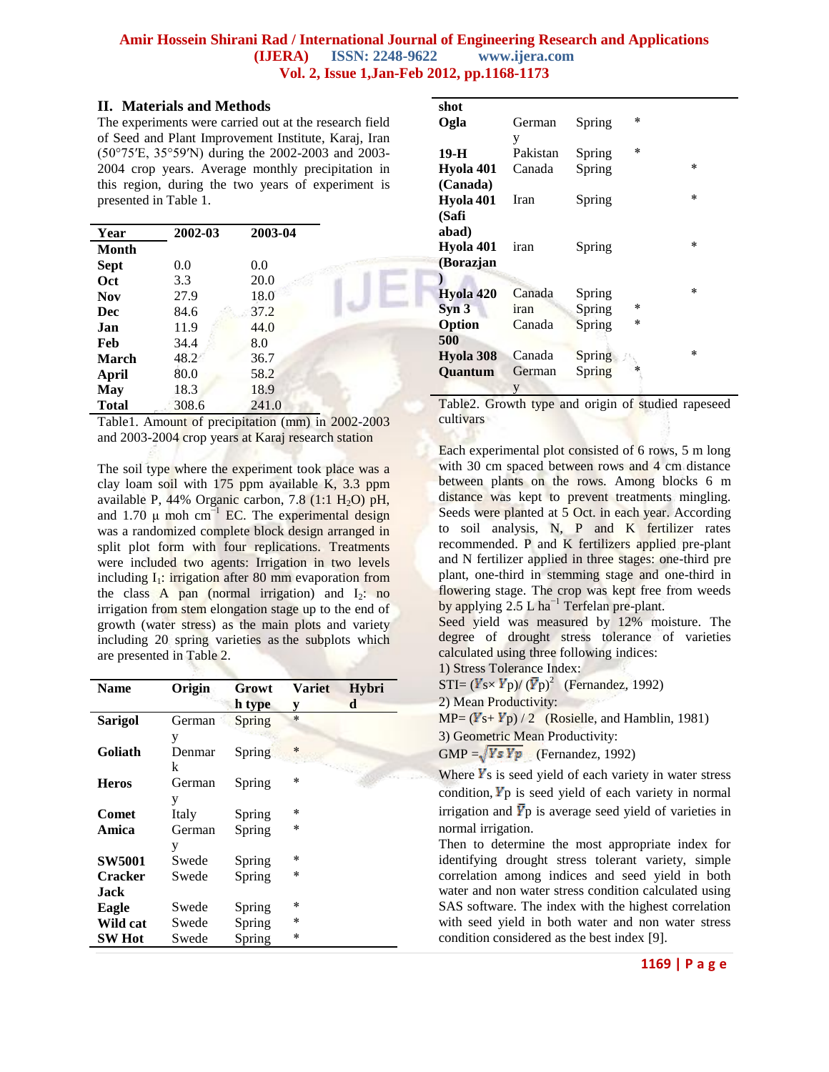## II. Materials and Methods

The experiments were carried out at the research field of Seed and Plant Improvement Institute, Karaj, Iran (50°75′E, 35°59′N) during the 2002-2003 and 2003-2004 crop years. Average monthly precipitation in this region, during the two years of experiment is presented in Table 1.

| Year | 2002-03 | 2003-04 |
|---|---|---|
| **Month** | | |
| **Sept** | 0.0 | 0.0 |
| **Oct** | 3.3 | 20.0 |
| **Nov** | 27.9 | 18.0 |
| **Dec** | 84.6 | 37.2 |
| **Jan** | 11.9 | 44.0 |
| **Feb** | 34.4 | 8.0 |
| **March** | 48.2 | 36.7 |
| **April** | 80.0 | 58.2 |
| **May** | 18.3 | 18.9 |
| **Total** | 308.6 | 241.0 |

Table1. Amount of precipitation (mm) in 2002-2003 and 2003-2004 crop years at Karaj research station

The soil type where the experiment took place was a clay loam soil with 175 ppm available K, 3.3 ppm available P, 44% Organic carbon, 7.8 (1:1 $H_2O$) pH, and 1.70 µ moh $cm^{-1}$ EC. The experimental design was a randomized complete block design arranged in split plot form with four replications. Treatments were included two agents: Irrigation in two levels including $I_1$: irrigation after 80 mm evaporation from the class A pan (normal irrigation) and $I_2$: no irrigation from stem elongation stage up to the end of growth (water stress) as the main plots and variety including 20 spring varieties as the subplots which are presented in Table 2.

| Name | Origin | Growth type | Variety | Hybrid |
|---|---|---|---|---|
| **Sarigol** | Germany | Spring | * | |
| **Goliath** | Denmark | Spring | * | |
| **Heros** | Germany | Spring | * | |
| **Comet** | Italy | Spring | * | |
| **Amica** | Germany | Spring | * | |
| **SW5001** | Swede | Spring | * | |
| **Cracker Jack** | Swede | Spring | * | |
| **Eagle** | Swede | Spring | * | |
| **Wild cat** | Swede | Spring | * | |
| **SW Hot shot** | Swede | Spring | * | |
| **Ogla** | Germany | Spring | * | |
| **19-H** | Pakistan | Spring | * | |
| **Hyola 401 (Canada)** | Canada | Spring | | * |
| **Hyola 401 (Safi abad)** | Iran | Spring | | * |
| **Hyola 401 (Borazjan)** | iran | Spring | | * |
| **Hyola 420** | Canada | Spring | | * |
| **Syn 3** | iran | Spring | * | |
| **Option 500** | Canada | Spring | * | |
| **Hyola 308** | Canada | Spring | | * |
| **Quantum** | Germany | Spring | * | |

Table2. Growth type and origin of studied rapeseed cultivars

Each experimental plot consisted of 6 rows, 5 m long with 30 cm spaced between rows and 4 cm distance between plants on the rows. Among blocks 6 m distance was kept to prevent treatments mingling. Seeds were planted at 5 Oct. in each year. According to soil analysis, N, P and K fertilizer rates recommended. P and K fertilizers applied pre-plant and N fertilizer applied in three stages: one-third pre plant, one-third in stemming stage and one-third in flowering stage. The crop was kept free from weeds by applying 2.5 L $ha^{-1}$ Terfelan pre-plant.

Seed yield was measured by 12% moisture. The degree of drought stress tolerance of varieties calculated using three following indices:

1) Stress Tolerance Index:

STI= $(Y_s \times Y_p) / (\bar{Y}_p)^2$ (Fernandez, 1992)

2) Mean Productivity:

MP= $(Y_s + Y_p) / 2$ (Rosielle, and Hamblin, 1981)

3) Geometric Mean Productivity:

GMP = $\sqrt{Y_s Y_p}$ (Fernandez, 1992)

Where $Y_s$ is seed yield of each variety in water stress condition, $Y_p$ is seed yield of each variety in normal irrigation and $\bar{Y}_p$ is average seed yield of varieties in normal irrigation.

Then to determine the most appropriate index for identifying drought stress tolerant variety, simple correlation among indices and seed yield in both water and non water stress condition calculated using SAS software. The index with the highest correlation with seed yield in both water and non water stress condition considered as the best index [9].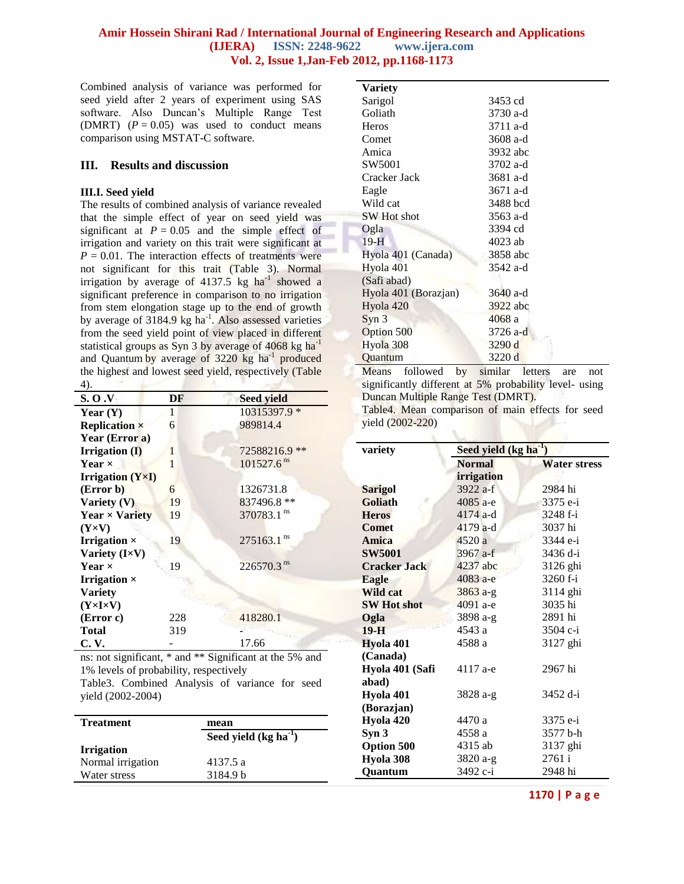Combined analysis of variance was performed for seed yield after 2 years of experiment using SAS software. Also Duncan's Multiple Range Test (DMRT) ($P = 0.05$) was used to conduct means comparison using MSTAT-C software.

## III. Results and discussion

### III.I. Seed yield

The results of combined analysis of variance revealed that the simple effect of year on seed yield was significant at $P = 0.05$ and the simple effect of irrigation and variety on this trait were significant at $P = 0.01$. The interaction effects of treatments were not significant for this trait (Table 3). Normal irrigation by average of 4137.5 kg ha$^{-1}$ showed a significant preference in comparison to no irrigation from stem elongation stage up to the end of growth by average of 3184.9 kg ha$^{-1}$. Also assessed varieties from the seed yield point of view placed in different statistical groups as Syn 3 by average of 4068 kg ha$^{-1}$ and Quantum by average of 3220 kg ha$^{-1}$ produced the highest and lowest seed yield, respectively (Table 4).

| S. O .V | DF | Seed yield |
|---|---|---|
| **Year (Y)** | 1 | 10315397.9 * |
| **Replication × Year (Error a)** | 6 | 989814.4 |
| **Irrigation (I)** | 1 | 72588216.9 ** |
| **Year × Irrigation (Y×I)** | 1 | 101527.6 $^{ns}$ |
| **(Error b)** | 6 | 1326731.8 |
| **Variety (V)** | 19 | 837496.8 ** |
| **Year × Variety (Y×V)** | 19 | 370783.1 $^{ns}$ |
| **Irrigation × Variety (I×V)** | 19 | 275163.1 $^{ns}$ |
| **Year × Irrigation × Variety (Y×I×V)** | 19 | 226570.3 $^{ns}$ |
| **(Error c)** | 228 | 418280.1 |
| **Total** | 319 | - |
| **C. V.** | - | 17.66 |

ns: not significant, * and ** Significant at the 5% and 1% levels of probability, respectively

Table3. Combined Analysis of variance for seed yield (2002-2004)

| Treatment | mean Seed yield (kg ha$^{-1}$) |
|---|---|
| **Irrigation** | |
| Normal irrigation | 4137.5 a |
| Water stress | 3184.9 b |
| **Variety** | |
| Sarigol | 3453 cd |
| Goliath | 3730 a-d |
| Heros | 3711 a-d |
| Comet | 3608 a-d |
| Amica | 3932 abc |
| SW5001 | 3702 a-d |
| Cracker Jack | 3681 a-d |
| Eagle | 3671 a-d |
| Wild cat | 3488 bcd |
| SW Hot shot | 3563 a-d |
| Ogla | 3394 cd |
| 19-H | 4023 ab |
| Hyola 401 (Canada) | 3858 abc |
| Hyola 401 (Safi abad) | 3542 a-d |
| Hyola 401 (Borazjan) | 3640 a-d |
| Hyola 420 | 3922 abc |
| Syn 3 | 4068 a |
| Option 500 | 3726 a-d |
| Hyola 308 | 3290 d |
| Quantum | 3220 d |

Means followed by similar letters are not significantly different at 5% probability level- using Duncan Multiple Range Test (DMRT).

Table4. Mean comparison of main effects for seed yield (2002-220)

| variety | Seed yield (kg ha$^{-1}$) | |
|---|---|---|
| | Normal irrigation | Water stress |
| **Sarigol** | 3922 a-f | 2984 hi |
| **Goliath** | 4085 a-e | 3375 e-i |
| **Heros** | 4174 a-d | 3248 f-i |
| **Comet** | 4179 a-d | 3037 hi |
| **Amica** | 4520 a | 3344 e-i |
| **SW5001** | 3967 a-f | 3436 d-i |
| **Cracker Jack** | 4237 abc | 3126 ghi |
| **Eagle** | 4083 a-e | 3260 f-i |
| **Wild cat** | 3863 a-g | 3114 ghi |
| **SW Hot shot** | 4091 a-e | 3035 hi |
| **Ogla** | 3898 a-g | 2891 hi |
| **19-H** | 4543 a | 3504 c-i |
| **Hyola 401 (Canada)** | 4588 a | 3127 ghi |
| **Hyola 401 (Safi abad)** | 4117 a-e | 2967 hi |
| **Hyola 401 (Borazjan)** | 3828 a-g | 3452 d-i |
| **Hyola 420** | 4470 a | 3375 e-i |
| **Syn 3** | 4558 a | 3577 b-h |
| **Option 500** | 4315 ab | 3137 ghi |
| **Hyola 308** | 3820 a-g | 2761 i |
| **Quantum** | 3492 c-i | 2948 hi |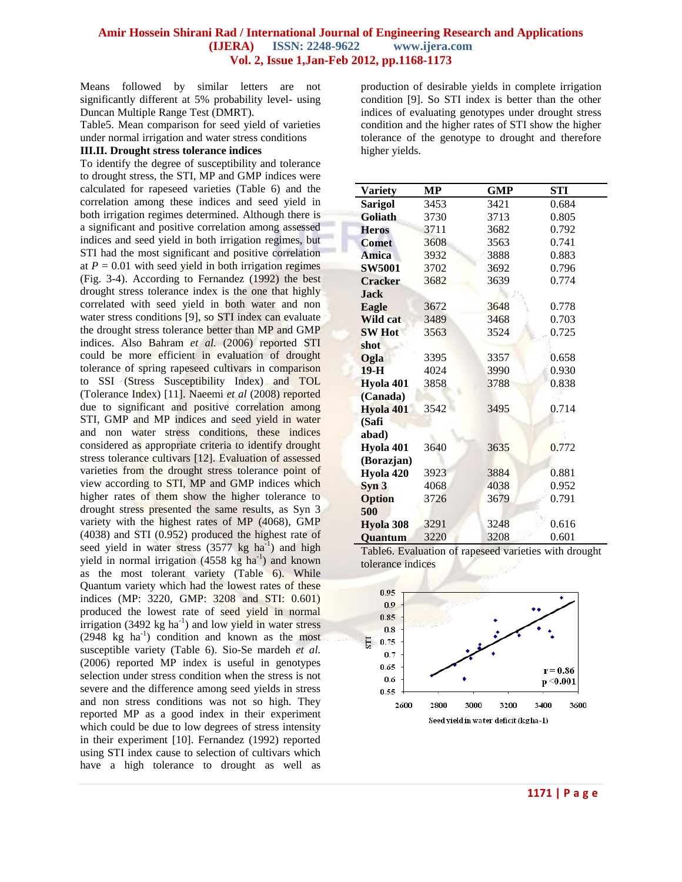Means followed by similar letters are not significantly different at 5% probability level- using Duncan Multiple Range Test (DMRT).

Table5. Mean comparison for seed yield of varieties under normal irrigation and water stress conditions

### III.II. Drought stress tolerance indices

To identify the degree of susceptibility and tolerance to drought stress, the STI, MP and GMP indices were calculated for rapeseed varieties (Table 6) and the correlation among these indices and seed yield in both irrigation regimes determined. Although there is a significant and positive correlation among assessed indices and seed yield in both irrigation regimes, but STI had the most significant and positive correlation at $P = 0.01$ with seed yield in both irrigation regimes (Fig. 3-4). According to Fernandez (1992) the best drought stress tolerance index is the one that highly correlated with seed yield in both water and non water stress conditions [9], so STI index can evaluate the drought stress tolerance better than MP and GMP indices. Also Bahram *et al.* (2006) reported STI could be more efficient in evaluation of drought tolerance of spring rapeseed cultivars in comparison to SSI (Stress Susceptibility Index) and TOL (Tolerance Index) [11]. Naeemi *et al* (2008) reported due to significant and positive correlation among STI, GMP and MP indices and seed yield in water and non water stress conditions, these indices considered as appropriate criteria to identify drought stress tolerance cultivars [12]. Evaluation of assessed varieties from the drought stress tolerance point of view according to STI, MP and GMP indices which higher rates of them show the higher tolerance to drought stress presented the same results, as Syn 3 variety with the highest rates of MP (4068), GMP (4038) and STI (0.952) produced the highest rate of seed yield in water stress (3577 kg ha$^{-1}$) and high yield in normal irrigation (4558 kg ha$^{-1}$) and known as the most tolerant variety (Table 6). While Quantum variety which had the lowest rates of these indices (MP: 3220, GMP: 3208 and STI: 0.601) produced the lowest rate of seed yield in normal irrigation (3492 kg ha$^{-1}$) and low yield in water stress (2948 kg ha$^{-1}$) condition and known as the most susceptible variety (Table 6). Sio-Se mardeh *et al.* (2006) reported MP index is useful in genotypes selection under stress condition when the stress is not severe and the difference among seed yields in stress and non stress conditions was not so high. They reported MP as a good index in their experiment which could be due to low degrees of stress intensity in their experiment [10]. Fernandez (1992) reported using STI index cause to selection of cultivars which have a high tolerance to drought as well as production of desirable yields in complete irrigation condition [9]. So STI index is better than the other indices of evaluating genotypes under drought stress condition and the higher rates of STI show the higher tolerance of the genotype to drought and therefore higher yields.

| Variety | MP | GMP | STI |
|---|---|---|---|
| Sarigol | 3453 | 3421 | 0.684 |
| Goliath | 3730 | 3713 | 0.805 |
| Heros | 3711 | 3682 | 0.792 |
| Comet | 3608 | 3563 | 0.741 |
| Amica | 3932 | 3888 | 0.883 |
| SW5001 | 3702 | 3692 | 0.796 |
| Cracker Jack | 3682 | 3639 | 0.774 |
| Eagle | 3672 | 3648 | 0.778 |
| Wild cat | 3489 | 3468 | 0.703 |
| SW Hot shot | 3563 | 3524 | 0.725 |
| Ogla | 3395 | 3357 | 0.658 |
| 19-H | 4024 | 3990 | 0.930 |
| Hyola 401 (Canada) | 3858 | 3788 | 0.838 |
| Hyola 401 (Safi abad) | 3542 | 3495 | 0.714 |
| Hyola 401 (Borazjan) | 3640 | 3635 | 0.772 |
| Hyola 420 | 3923 | 3884 | 0.881 |
| Syn 3 | 4068 | 4038 | 0.952 |
| Option 500 | 3726 | 3679 | 0.791 |
| Hyola 308 | 3291 | 3248 | 0.616 |
| Quantum | 3220 | 3208 | 0.601 |

Table6. Evaluation of rapeseed varieties with drought tolerance indices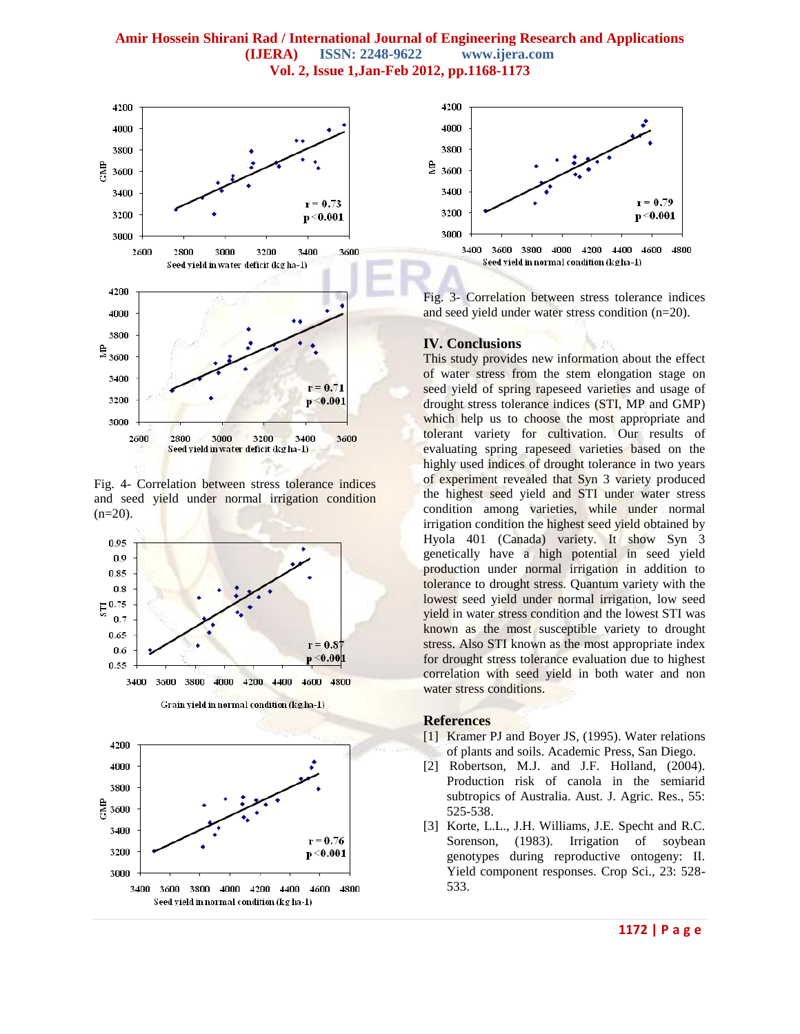Fig. 4- Correlation between stress tolerance indices and seed yield under normal irrigation condition (n=20).

Fig. 3- Correlation between stress tolerance indices and seed yield under water stress condition (n=20).

## IV. Conclusions

This study provides new information about the effect of water stress from the stem elongation stage on seed yield of spring rapeseed varieties and usage of drought stress tolerance indices (STI, MP and GMP) which help us to choose the most appropriate and tolerant variety for cultivation. Our results of evaluating spring rapeseed varieties based on the highly used indices of drought tolerance in two years of experiment revealed that Syn 3 variety produced the highest seed yield and STI under water stress condition among varieties, while under normal irrigation condition the highest seed yield obtained by Hyola 401 (Canada) variety. It show Syn 3 genetically have a high potential in seed yield production under normal irrigation in addition to tolerance to drought stress. Quantum variety with the lowest seed yield under normal irrigation, low seed yield in water stress condition and the lowest STI was known as the most susceptible variety to drought stress. Also STI known as the most appropriate index for drought stress tolerance evaluation due to highest correlation with seed yield in both water and non water stress conditions.

## References

[1] Kramer PJ and Boyer JS, (1995). Water relations of plants and soils. Academic Press, San Diego.

[2] Robertson, M.J. and J.F. Holland, (2004). Production risk of canola in the semiarid subtropics of Australia. Aust. J. Agric. Res., 55: 525-538.

[3] Korte, L.L., J.H. Williams, J.E. Specht and R.C. Sorenson, (1983). Irrigation of soybean genotypes during reproductive ontogeny: II. Yield component responses. Crop Sci., 23: 528-533.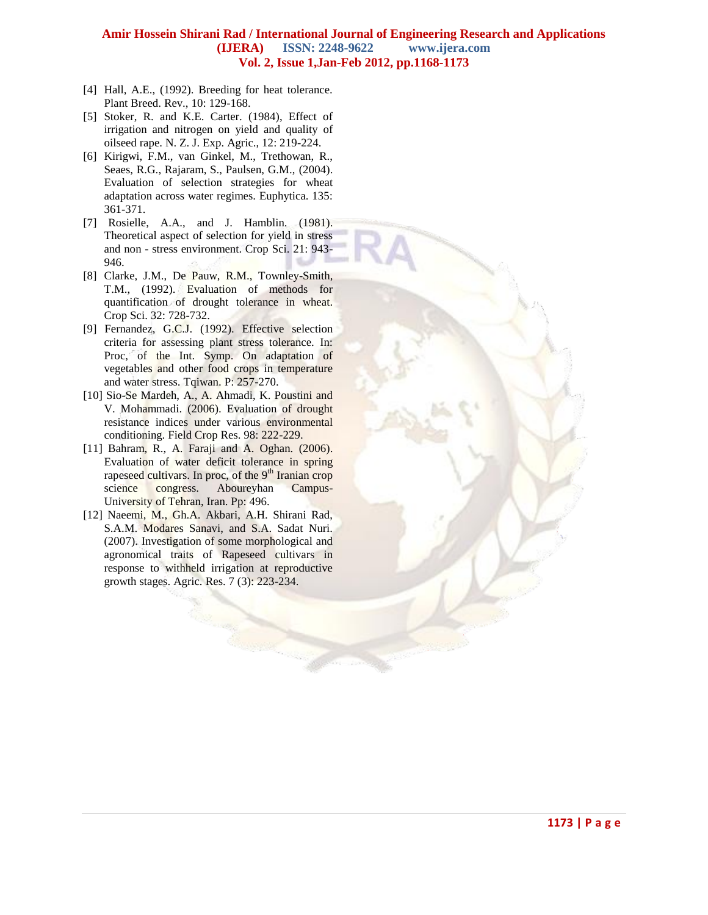[4] Hall, A.E., (1992). Breeding for heat tolerance. Plant Breed. Rev., 10: 129-168.

[5] Stoker, R. and K.E. Carter. (1984), Effect of irrigation and nitrogen on yield and quality of oilseed rape. N. Z. J. Exp. Agric., 12: 219-224.

[6] Kirigwi, F.M., van Ginkel, M., Trethowan, R., Seaes, R.G., Rajaram, S., Paulsen, G.M., (2004). Evaluation of selection strategies for wheat adaptation across water regimes. Euphytica. 135: 361-371.

[7] Rosielle, A.A., and J. Hamblin. (1981). Theoretical aspect of selection for yield in stress and non - stress environment. Crop Sci. 21: 943-946.

[8] Clarke, J.M., De Pauw, R.M., Townley-Smith, T.M., (1992). Evaluation of methods for quantification of drought tolerance in wheat. Crop Sci. 32: 728-732.

[9] Fernandez, G.C.J. (1992). Effective selection criteria for assessing plant stress tolerance. In: Proc, of the Int. Symp. On adaptation of vegetables and other food crops in temperature and water stress. Tqiwan. P: 257-270.

[10] Sio-Se Mardeh, A., A. Ahmadi, K. Poustini and V. Mohammadi. (2006). Evaluation of drought resistance indices under various environmental conditioning. Field Crop Res. 98: 222-229.

[11] Bahram, R., A. Faraji and A. Oghan. (2006). Evaluation of water deficit tolerance in spring rapeseed cultivars. In proc, of the 9th Iranian crop science congress. Aboureyhan Campus-University of Tehran, Iran. Pp: 496.

[12] Naeemi, M., Gh.A. Akbari, A.H. Shirani Rad, S.A.M. Modares Sanavi, and S.A. Sadat Nuri. (2007). Investigation of some morphological and agronomical traits of Rapeseed cultivars in response to withheld irrigation at reproductive growth stages. Agric. Res. 7 (3): 223-234.